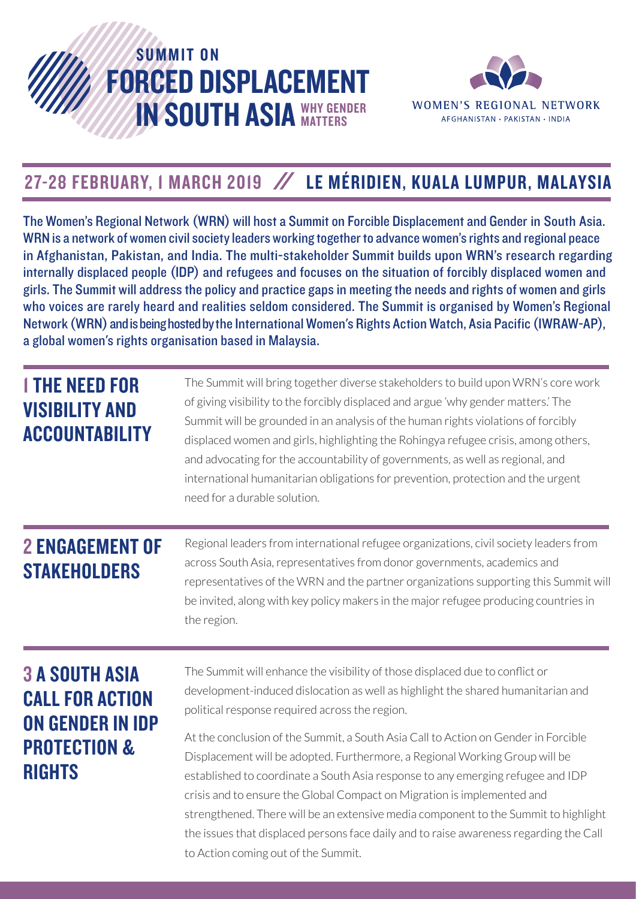# SUMMIT ON FORCED DISPLACEMENT IN SOUTH ASIA WHY GENDER MATTERS

WOMEN'S REGIONAL NETWORK
AFGHANISTAN · PAKISTAN · INDIA

## 27-28 FEBRUARY, 1 MARCH 2019 // LE MÉRIDIEN, KUALA LUMPUR, MALAYSIA

The Women's Regional Network (WRN) will host a Summit on Forcible Displacement and Gender in South Asia. WRN is a network of women civil society leaders working together to advance women's rights and regional peace in Afghanistan, Pakistan, and India. The multi-stakeholder Summit builds upon WRN's research regarding internally displaced people (IDP) and refugees and focuses on the situation of forcibly displaced women and girls. The Summit will address the policy and practice gaps in meeting the needs and rights of women and girls who voices are rarely heard and realities seldom considered. The Summit is organised by Women's Regional Network (WRN) and is being hosted by the International Women's Rights Action Watch, Asia Pacific (IWRAW-AP), a global women's rights organisation based in Malaysia.

## 1 THE NEED FOR VISIBILITY AND ACCOUNTABILITY

The Summit will bring together diverse stakeholders to build upon WRN's core work of giving visibility to the forcibly displaced and argue 'why gender matters.' The Summit will be grounded in an analysis of the human rights violations of forcibly displaced women and girls, highlighting the Rohingya refugee crisis, among others, and advocating for the accountability of governments, as well as regional, and international humanitarian obligations for prevention, protection and the urgent need for a durable solution.

## 2 ENGAGEMENT OF STAKEHOLDERS

Regional leaders from international refugee organizations, civil society leaders from across South Asia, representatives from donor governments, academics and representatives of the WRN and the partner organizations supporting this Summit will be invited, along with key policy makers in the major refugee producing countries in the region.

## 3 A SOUTH ASIA CALL FOR ACTION ON GENDER IN IDP PROTECTION & RIGHTS

The Summit will enhance the visibility of those displaced due to conflict or development-induced dislocation as well as highlight the shared humanitarian and political response required across the region.

At the conclusion of the Summit, a South Asia Call to Action on Gender in Forcible Displacement will be adopted. Furthermore, a Regional Working Group will be established to coordinate a South Asia response to any emerging refugee and IDP crisis and to ensure the Global Compact on Migration is implemented and strengthened. There will be an extensive media component to the Summit to highlight the issues that displaced persons face daily and to raise awareness regarding the Call to Action coming out of the Summit.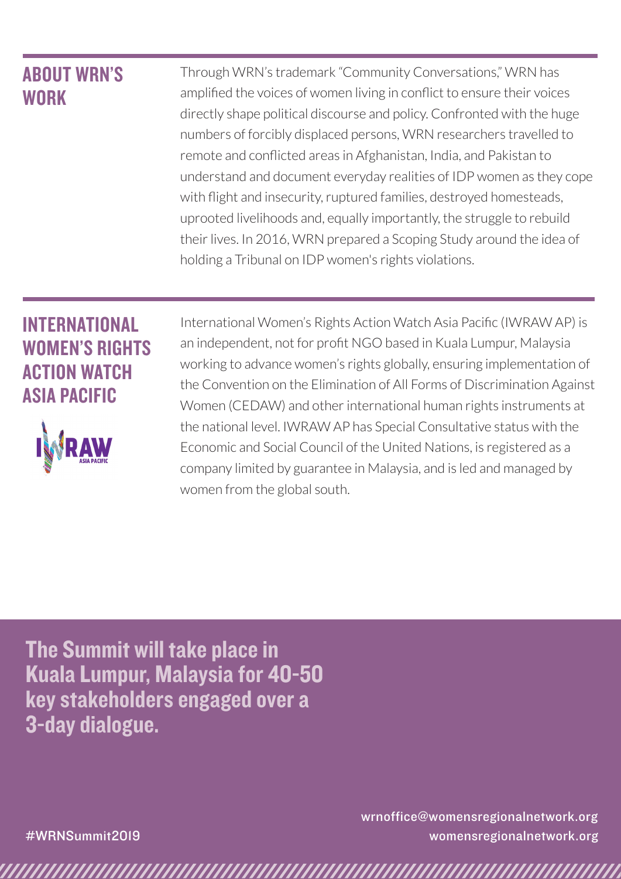## ABOUT WRN'S WORK

Through WRN's trademark "Community Conversations," WRN has amplified the voices of women living in conflict to ensure their voices directly shape political discourse and policy. Confronted with the huge numbers of forcibly displaced persons, WRN researchers travelled to remote and conflicted areas in Afghanistan, India, and Pakistan to understand and document everyday realities of IDP women as they cope with flight and insecurity, ruptured families, destroyed homesteads, uprooted livelihoods and, equally importantly, the struggle to rebuild their lives. In 2016, WRN prepared a Scoping Study around the idea of holding a Tribunal on IDP women's rights violations.

## INTERNATIONAL WOMEN'S RIGHTS ACTION WATCH ASIA PACIFIC

IWRAW ASIA PACIFIC

International Women's Rights Action Watch Asia Pacific (IWRAW AP) is an independent, not for profit NGO based in Kuala Lumpur, Malaysia working to advance women's rights globally, ensuring implementation of the Convention on the Elimination of All Forms of Discrimination Against Women (CEDAW) and other international human rights instruments at the national level. IWRAW AP has Special Consultative status with the Economic and Social Council of the United Nations, is registered as a company limited by guarantee in Malaysia, and is led and managed by women from the global south.

**The Summit will take place in Kuala Lumpur, Malaysia for 40-50 key stakeholders engaged over a 3-day dialogue.**

#WRNSummit2019

wrnoffice@womensregionalnetwork.org
womensregionalnetwork.org